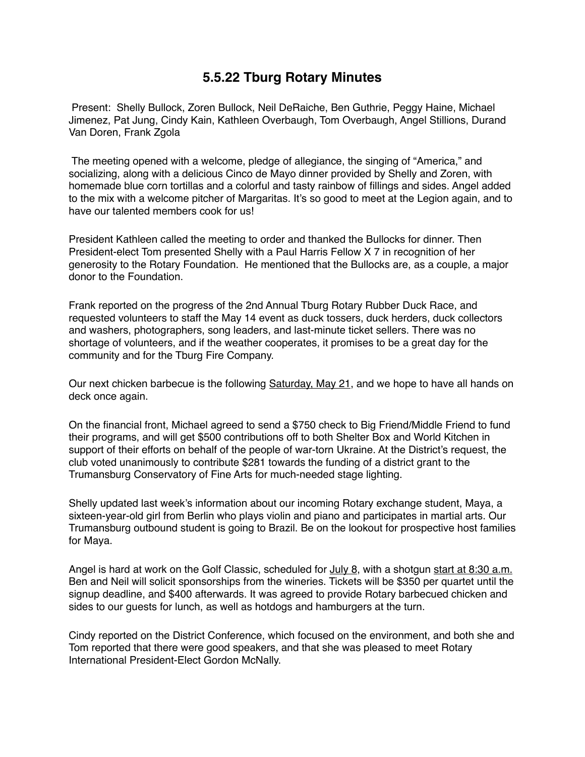# 5.5.22 Tburg Rotary Minutes

Present: Shelly Bullock, Zoren Bullock, Neil DeRaiche, Ben Guthrie, Peggy Haine, Michael Jimenez, Pat Jung, Cindy Kain, Kathleen Overbaugh, Tom Overbaugh, Angel Stillions, Durand Van Doren, Frank Zgola

The meeting opened with a welcome, pledge of allegiance, the singing of "America," and socializing, along with a delicious Cinco de Mayo dinner provided by Shelly and Zoren, with homemade blue corn tortillas and a colorful and tasty rainbow of fillings and sides. Angel added to the mix with a welcome pitcher of Margaritas. It's so good to meet at the Legion again, and to have our talented members cook for us!

President Kathleen called the meeting to order and thanked the Bullocks for dinner. Then President-elect Tom presented Shelly with a Paul Harris Fellow X 7 in recognition of her generosity to the Rotary Foundation. He mentioned that the Bullocks are, as a couple, a major donor to the Foundation.

Frank reported on the progress of the 2nd Annual Tburg Rotary Rubber Duck Race, and requested volunteers to staff the May 14 event as duck tossers, duck herders, duck collectors and washers, photographers, song leaders, and last-minute ticket sellers. There was no shortage of volunteers, and if the weather cooperates, it promises to be a great day for the community and for the Tburg Fire Company.

Our next chicken barbecue is the following <u>Saturday, May 21</u>, and we hope to have all hands on deck once again.

On the financial front, Michael agreed to send a $750 check to Big Friend/Middle Friend to fund their programs, and will get $500 contributions off to both Shelter Box and World Kitchen in support of their efforts on behalf of the people of war-torn Ukraine. At the District's request, the club voted unanimously to contribute $281 towards the funding of a district grant to the Trumansburg Conservatory of Fine Arts for much-needed stage lighting.

Shelly updated last week's information about our incoming Rotary exchange student, Maya, a sixteen-year-old girl from Berlin who plays violin and piano and participates in martial arts. Our Trumansburg outbound student is going to Brazil. Be on the lookout for prospective host families for Maya.

Angel is hard at work on the Golf Classic, scheduled for <u>July 8</u>, with a shotgun <u>start at 8:30 a.m.</u> Ben and Neil will solicit sponsorships from the wineries. Tickets will be $350 per quartet until the signup deadline, and $400 afterwards. It was agreed to provide Rotary barbecued chicken and sides to our guests for lunch, as well as hotdogs and hamburgers at the turn.

Cindy reported on the District Conference, which focused on the environment, and both she and Tom reported that there were good speakers, and that she was pleased to meet Rotary International President-Elect Gordon McNally.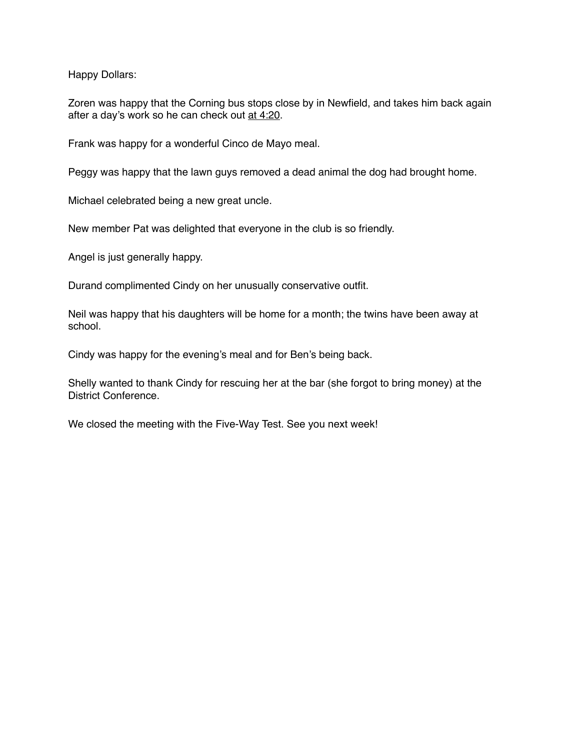Happy Dollars:

Zoren was happy that the Corning bus stops close by in Newfield, and takes him back again after a day's work so he can check out <u>at 4:20</u>.

Frank was happy for a wonderful Cinco de Mayo meal.

Peggy was happy that the lawn guys removed a dead animal the dog had brought home.

Michael celebrated being a new great uncle.

New member Pat was delighted that everyone in the club is so friendly.

Angel is just generally happy.

Durand complimented Cindy on her unusually conservative outfit.

Neil was happy that his daughters will be home for a month; the twins have been away at school.

Cindy was happy for the evening's meal and for Ben's being back.

Shelly wanted to thank Cindy for rescuing her at the bar (she forgot to bring money) at the District Conference.

We closed the meeting with the Five-Way Test. See you next week!